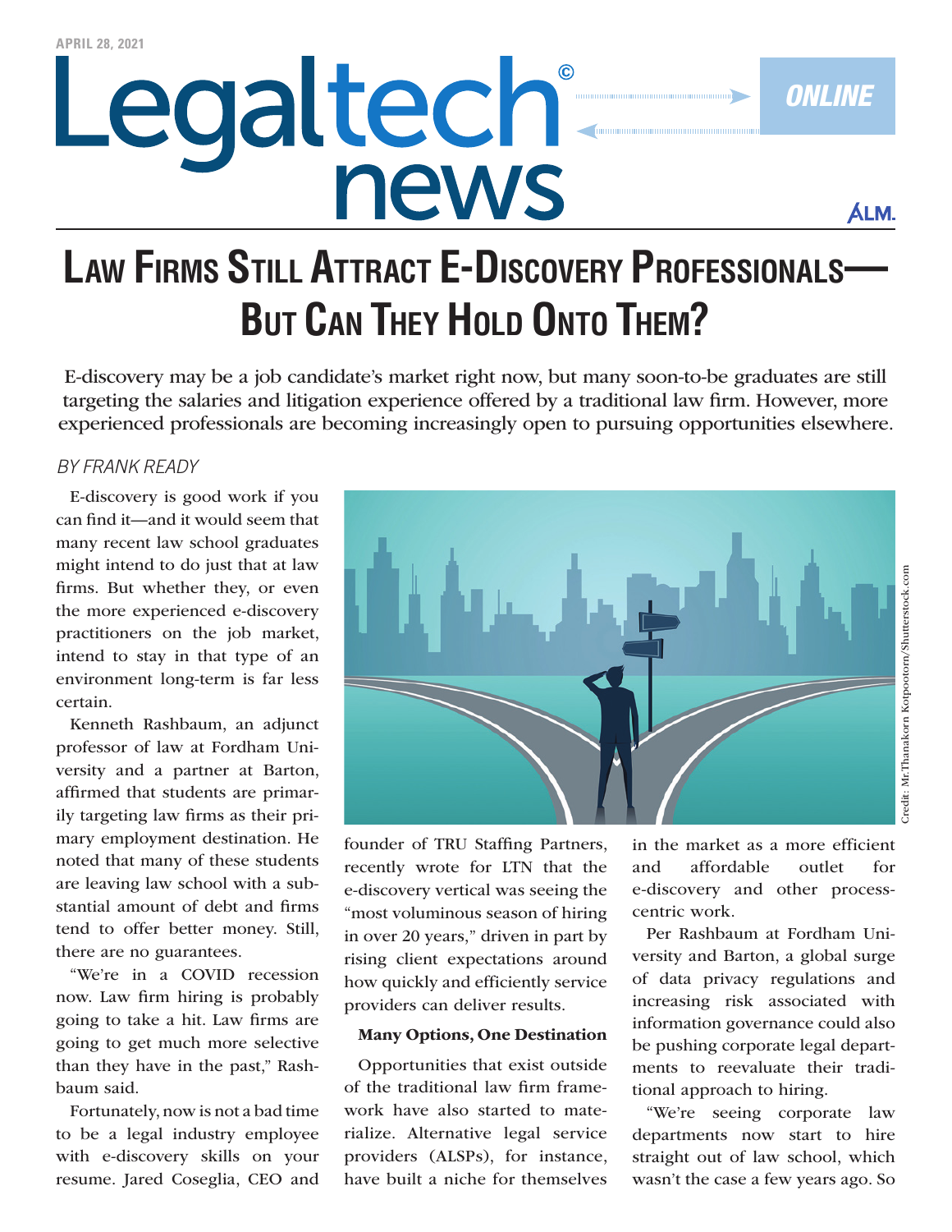# Law Firms Still Attract E-Discovery Professionals—But Can They Hold Onto Them?

E-discovery may be a job candidate's market right now, but many soon-to-be graduates are still targeting the salaries and litigation experience offered by a traditional law firm. However, more experienced professionals are becoming increasingly open to pursuing opportunities elsewhere.

*BY FRANK READY*

E-discovery is good work if you can find it—and it would seem that many recent law school graduates might intend to do just that at law firms. But whether they, or even the more experienced e-discovery practitioners on the job market, intend to stay in that type of an environment long-term is far less certain.

Kenneth Rashbaum, an adjunct professor of law at Fordham University and a partner at Barton, affirmed that students are primarily targeting law firms as their primary employment destination. He noted that many of these students are leaving law school with a substantial amount of debt and firms tend to offer better money. Still, there are no guarantees.

"We're in a COVID recession now. Law firm hiring is probably going to take a hit. Law firms are going to get much more selective than they have in the past," Rashbaum said.

Fortunately, now is not a bad time to be a legal industry employee with e-discovery skills on your resume. Jared Coseglia, CEO and founder of TRU Staffing Partners, recently wrote for LTN that the e-discovery vertical was seeing the "most voluminous season of hiring in over 20 years," driven in part by rising client expectations around how quickly and efficiently service providers can deliver results.

Credit: Mr.Thanakorn Kotpootorn/Shutterstock.com

### Many Options, One Destination

Opportunities that exist outside of the traditional law firm framework have also started to materialize. Alternative legal service providers (ALSPs), for instance, have built a niche for themselves in the market as a more efficient and affordable outlet for e-discovery and other process-centric work.

Per Rashbaum at Fordham University and Barton, a global surge of data privacy regulations and increasing risk associated with information governance could also be pushing corporate legal departments to reevaluate their traditional approach to hiring.

"We're seeing corporate law departments now start to hire straight out of law school, which wasn't the case a few years ago. So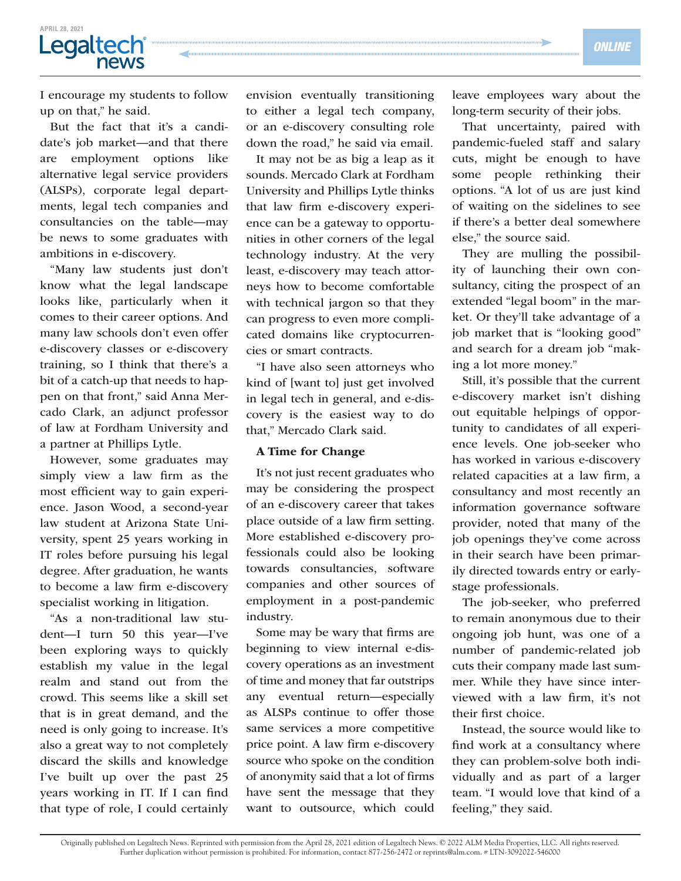I encourage my students to follow up on that," he said.

But the fact that it's a candidate's job market—and that there are employment options like alternative legal service providers (ALSPs), corporate legal departments, legal tech companies and consultancies on the table—may be news to some graduates with ambitions in e-discovery.

"Many law students just don't know what the legal landscape looks like, particularly when it comes to their career options. And many law schools don't even offer e-discovery classes or e-discovery training, so I think that there's a bit of a catch-up that needs to happen on that front," said Anna Mercado Clark, an adjunct professor of law at Fordham University and a partner at Phillips Lytle.

However, some graduates may simply view a law firm as the most efficient way to gain experience. Jason Wood, a second-year law student at Arizona State University, spent 25 years working in IT roles before pursuing his legal degree. After graduation, he wants to become a law firm e-discovery specialist working in litigation.

"As a non-traditional law student—I turn 50 this year—I've been exploring ways to quickly establish my value in the legal realm and stand out from the crowd. This seems like a skill set that is in great demand, and the need is only going to increase. It's also a great way to not completely discard the skills and knowledge I've built up over the past 25 years working in IT. If I can find that type of role, I could certainly envision eventually transitioning to either a legal tech company, or an e-discovery consulting role down the road," he said via email.

It may not be as big a leap as it sounds. Mercado Clark at Fordham University and Phillips Lytle thinks that law firm e-discovery experience can be a gateway to opportunities in other corners of the legal technology industry. At the very least, e-discovery may teach attorneys how to become comfortable with technical jargon so that they can progress to even more complicated domains like cryptocurrencies or smart contracts.

"I have also seen attorneys who kind of [want to] just get involved in legal tech in general, and e-discovery is the easiest way to do that," Mercado Clark said.

### A Time for Change

It's not just recent graduates who may be considering the prospect of an e-discovery career that takes place outside of a law firm setting. More established e-discovery professionals could also be looking towards consultancies, software companies and other sources of employment in a post-pandemic industry.

Some may be wary that firms are beginning to view internal e-discovery operations as an investment of time and money that far outstrips any eventual return—especially as ALSPs continue to offer those same services a more competitive price point. A law firm e-discovery source who spoke on the condition of anonymity said that a lot of firms have sent the message that they want to outsource, which could leave employees wary about the long-term security of their jobs.

That uncertainty, paired with pandemic-fueled staff and salary cuts, might be enough to have some people rethinking their options. "A lot of us are just kind of waiting on the sidelines to see if there's a better deal somewhere else," the source said.

They are mulling the possibility of launching their own consultancy, citing the prospect of an extended "legal boom" in the market. Or they'll take advantage of a job market that is "looking good" and search for a dream job "making a lot more money."

Still, it's possible that the current e-discovery market isn't dishing out equitable helpings of opportunity to candidates of all experience levels. One job-seeker who has worked in various e-discovery related capacities at a law firm, a consultancy and most recently an information governance software provider, noted that many of the job openings they've come across in their search have been primarily directed towards entry or early-stage professionals.

The job-seeker, who preferred to remain anonymous due to their ongoing job hunt, was one of a number of pandemic-related job cuts their company made last summer. While they have since interviewed with a law firm, it's not their first choice.

Instead, the source would like to find work at a consultancy where they can problem-solve both individually and as part of a larger team. "I would love that kind of a feeling," they said.

Originally published on Legaltech News. Reprinted with permission from the April 28, 2021 edition of Legaltech News. © 2022 ALM Media Properties, LLC. All rights reserved. Further duplication without permission is prohibited. For information, contact 877-256-2472 or reprints@alm.com. # LTN-3092022-546000